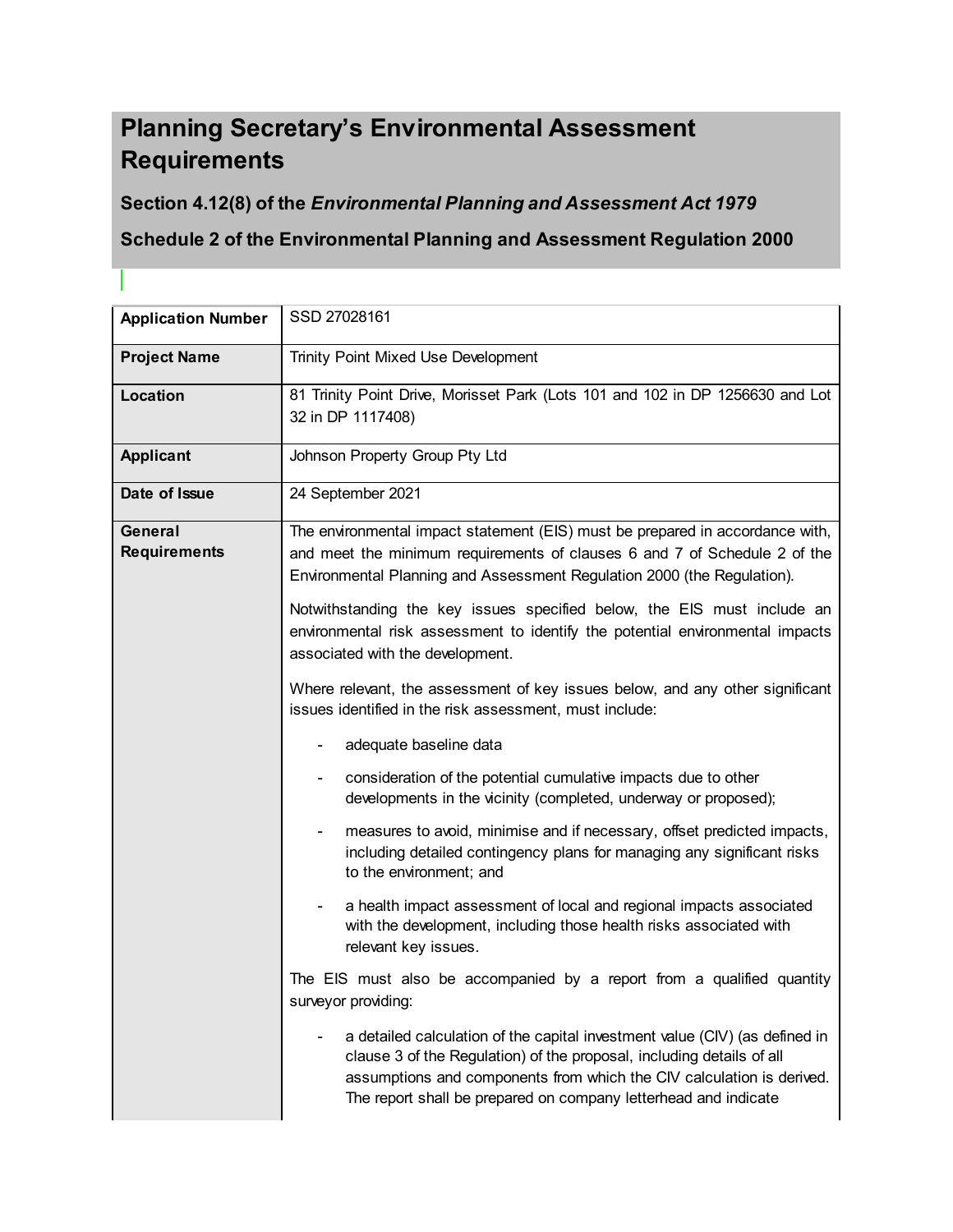# Planning Secretary's Environmental Assessment Requirements

## Section 4.12(8) of the *Environmental Planning and Assessment Act 1979*

## Schedule 2 of the Environmental Planning and Assessment Regulation 2000

| **Application Number** | SSD 27028161 |
|---|---|
| **Project Name** | Trinity Point Mixed Use Development |
| **Location** | 81 Trinity Point Drive, Morisset Park (Lots 101 and 102 in DP 1256630 and Lot 32 in DP 1117408) |
| **Applicant** | Johnson Property Group Pty Ltd |
| **Date of Issue** | 24 September 2021 |
| **General Requirements** | The environmental impact statement (EIS) must be prepared in accordance with, and meet the minimum requirements of clauses 6 and 7 of Schedule 2 of the Environmental Planning and Assessment Regulation 2000 (the Regulation).<br><br>Notwithstanding the key issues specified below, the EIS must include an environmental risk assessment to identify the potential environmental impacts associated with the development.<br><br>Where relevant, the assessment of key issues below, and any other significant issues identified in the risk assessment, must include:<br><br>- adequate baseline data<br>- consideration of the potential cumulative impacts due to other developments in the vicinity (completed, underway or proposed);<br>- measures to avoid, minimise and if necessary, offset predicted impacts, including detailed contingency plans for managing any significant risks to the environment; and<br>- a health impact assessment of local and regional impacts associated with the development, including those health risks associated with relevant key issues.<br><br>The EIS must also be accompanied by a report from a qualified quantity surveyor providing:<br><br>- a detailed calculation of the capital investment value (CIV) (as defined in clause 3 of the Regulation) of the proposal, including details of all assumptions and components from which the CIV calculation is derived. The report shall be prepared on company letterhead and indicate |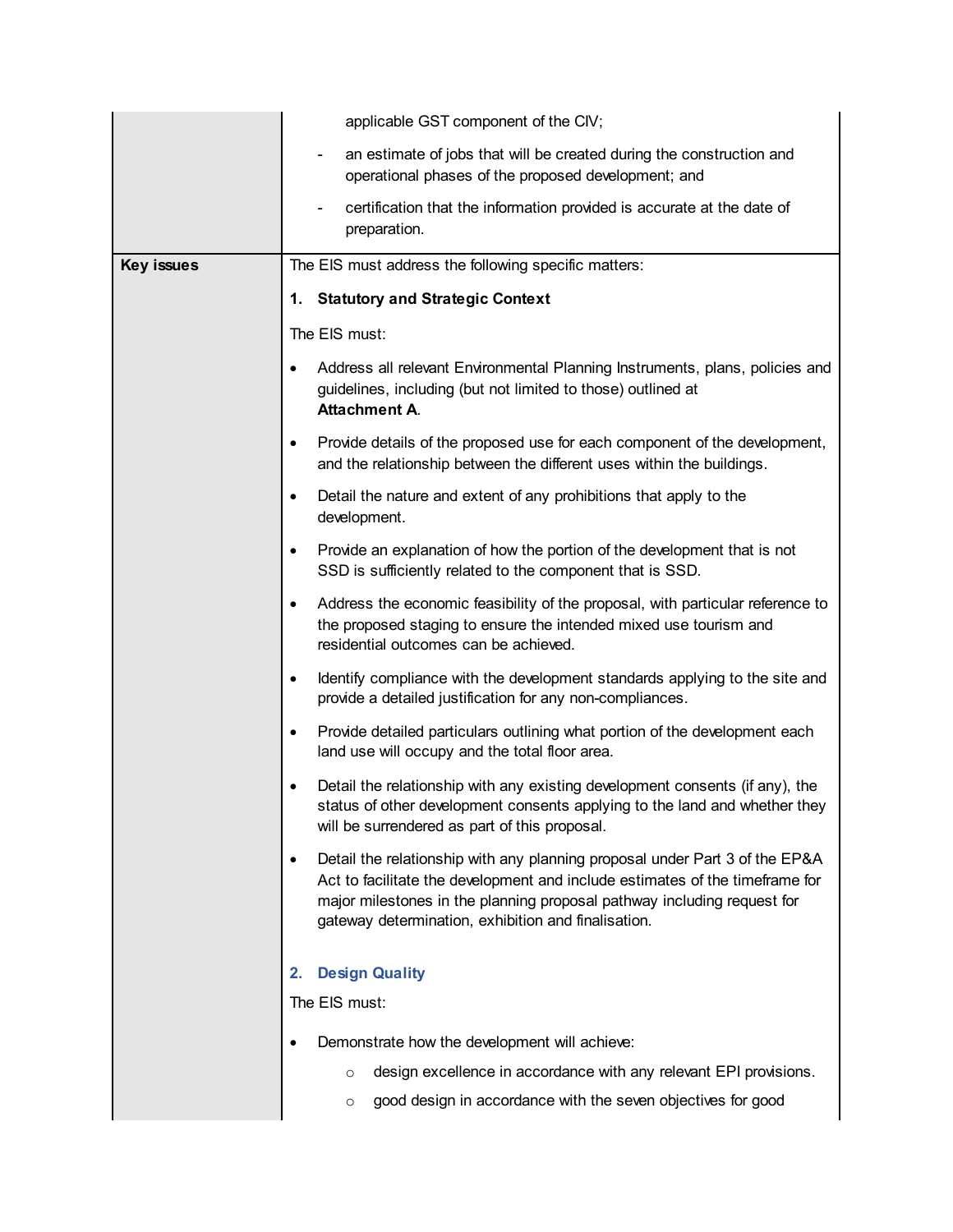| | |
|---|---|
| | - applicable GST component of the CIV;<br>- an estimate of jobs that will be created during the construction and operational phases of the proposed development; and<br>- certification that the information provided is accurate at the date of preparation. |
| **Key issues** | The EIS must address the following specific matters:<br><br>**1. Statutory and Strategic Context**<br><br>The EIS must:<br><br>• Address all relevant Environmental Planning Instruments, plans, policies and guidelines, including (but not limited to those) outlined at **Attachment A**.<br>• Provide details of the proposed use for each component of the development, and the relationship between the different uses within the buildings.<br>• Detail the nature and extent of any prohibitions that apply to the development.<br>• Provide an explanation of how the portion of the development that is not SSD is sufficiently related to the component that is SSD.<br>• Address the economic feasibility of the proposal, with particular reference to the proposed staging to ensure the intended mixed use tourism and residential outcomes can be achieved.<br>• Identify compliance with the development standards applying to the site and provide a detailed justification for any non-compliances.<br>• Provide detailed particulars outlining what portion of the development each land use will occupy and the total floor area.<br>• Detail the relationship with any existing development consents (if any), the status of other development consents applying to the land and whether they will be surrendered as part of this proposal.<br>• Detail the relationship with any planning proposal under Part 3 of the EP&A Act to facilitate the development and include estimates of the timeframe for major milestones in the planning proposal pathway including request for gateway determination, exhibition and finalisation.<br><br>**2. Design Quality**<br><br>The EIS must:<br><br>• Demonstrate how the development will achieve:<br>  ○ design excellence in accordance with any relevant EPI provisions.<br>  ○ good design in accordance with the seven objectives for good |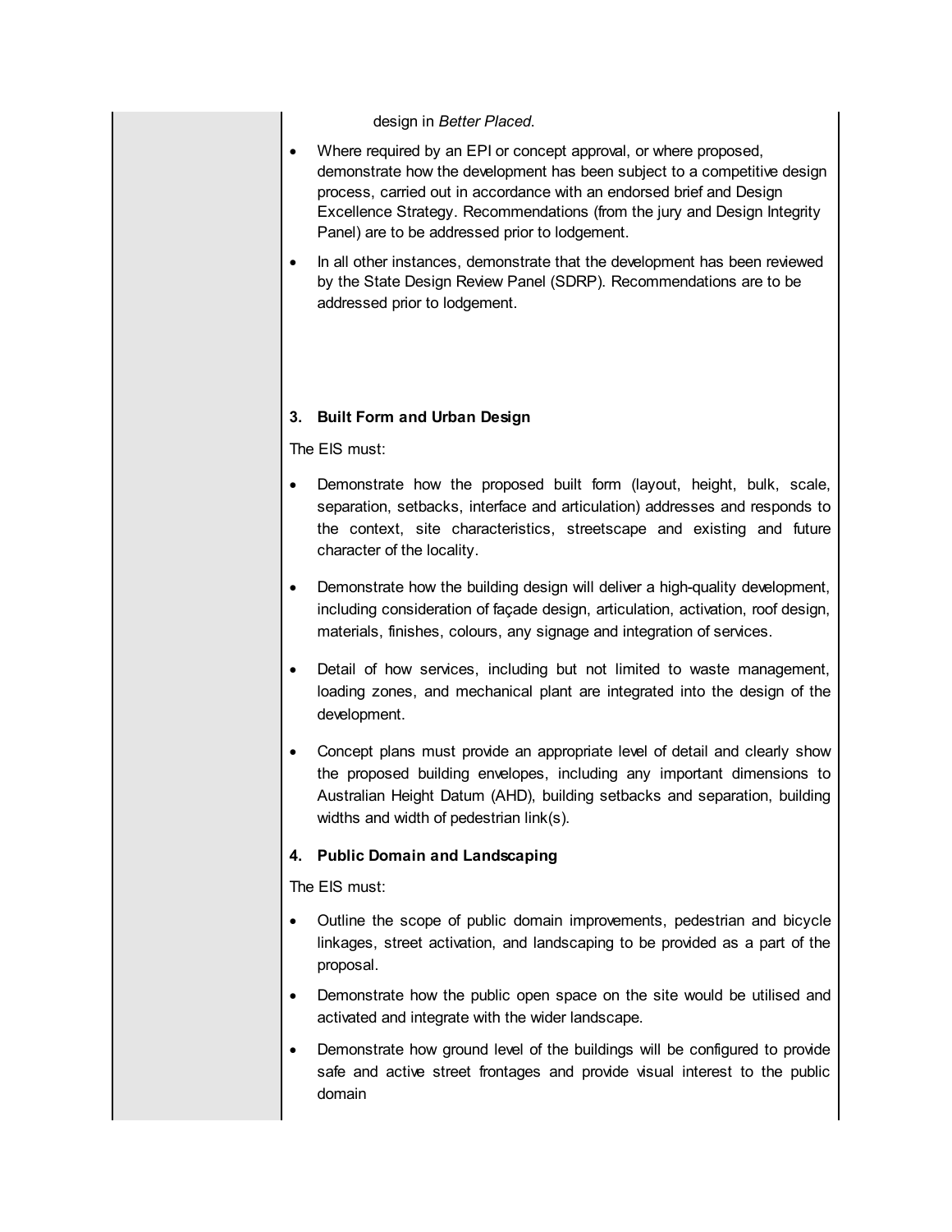design in *Better Placed*.

- Where required by an EPI or concept approval, or where proposed, demonstrate how the development has been subject to a competitive design process, carried out in accordance with an endorsed brief and Design Excellence Strategy. Recommendations (from the jury and Design Integrity Panel) are to be addressed prior to lodgement.
- In all other instances, demonstrate that the development has been reviewed by the State Design Review Panel (SDRP). Recommendations are to be addressed prior to lodgement.

**3. Built Form and Urban Design**

The EIS must:

- Demonstrate how the proposed built form (layout, height, bulk, scale, separation, setbacks, interface and articulation) addresses and responds to the context, site characteristics, streetscape and existing and future character of the locality.
- Demonstrate how the building design will deliver a high-quality development, including consideration of façade design, articulation, activation, roof design, materials, finishes, colours, any signage and integration of services.
- Detail of how services, including but not limited to waste management, loading zones, and mechanical plant are integrated into the design of the development.
- Concept plans must provide an appropriate level of detail and clearly show the proposed building envelopes, including any important dimensions to Australian Height Datum (AHD), building setbacks and separation, building widths and width of pedestrian link(s).

**4. Public Domain and Landscaping**

The EIS must:

- Outline the scope of public domain improvements, pedestrian and bicycle linkages, street activation, and landscaping to be provided as a part of the proposal.
- Demonstrate how the public open space on the site would be utilised and activated and integrate with the wider landscape.
- Demonstrate how ground level of the buildings will be configured to provide safe and active street frontages and provide visual interest to the public domain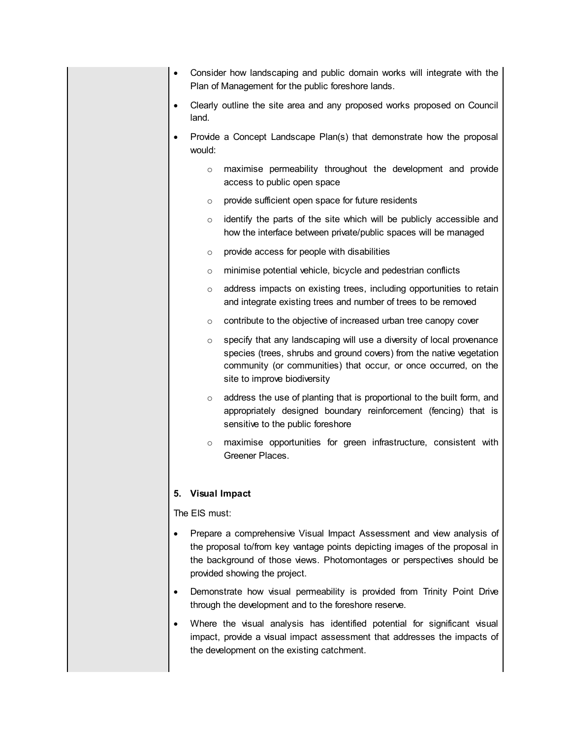- Consider how landscaping and public domain works will integrate with the Plan of Management for the public foreshore lands.
- Clearly outline the site area and any proposed works proposed on Council land.
- Provide a Concept Landscape Plan(s) that demonstrate how the proposal would:
  - maximise permeability throughout the development and provide access to public open space
  - provide sufficient open space for future residents
  - identify the parts of the site which will be publicly accessible and how the interface between private/public spaces will be managed
  - provide access for people with disabilities
  - minimise potential vehicle, bicycle and pedestrian conflicts
  - address impacts on existing trees, including opportunities to retain and integrate existing trees and number of trees to be removed
  - contribute to the objective of increased urban tree canopy cover
  - specify that any landscaping will use a diversity of local provenance species (trees, shrubs and ground covers) from the native vegetation community (or communities) that occur, or once occurred, on the site to improve biodiversity
  - address the use of planting that is proportional to the built form, and appropriately designed boundary reinforcement (fencing) that is sensitive to the public foreshore
  - maximise opportunities for green infrastructure, consistent with Greener Places.

**5. Visual Impact**

The EIS must:

- Prepare a comprehensive Visual Impact Assessment and view analysis of the proposal to/from key vantage points depicting images of the proposal in the background of those views. Photomontages or perspectives should be provided showing the project.
- Demonstrate how visual permeability is provided from Trinity Point Drive through the development and to the foreshore reserve.
- Where the visual analysis has identified potential for significant visual impact, provide a visual impact assessment that addresses the impacts of the development on the existing catchment.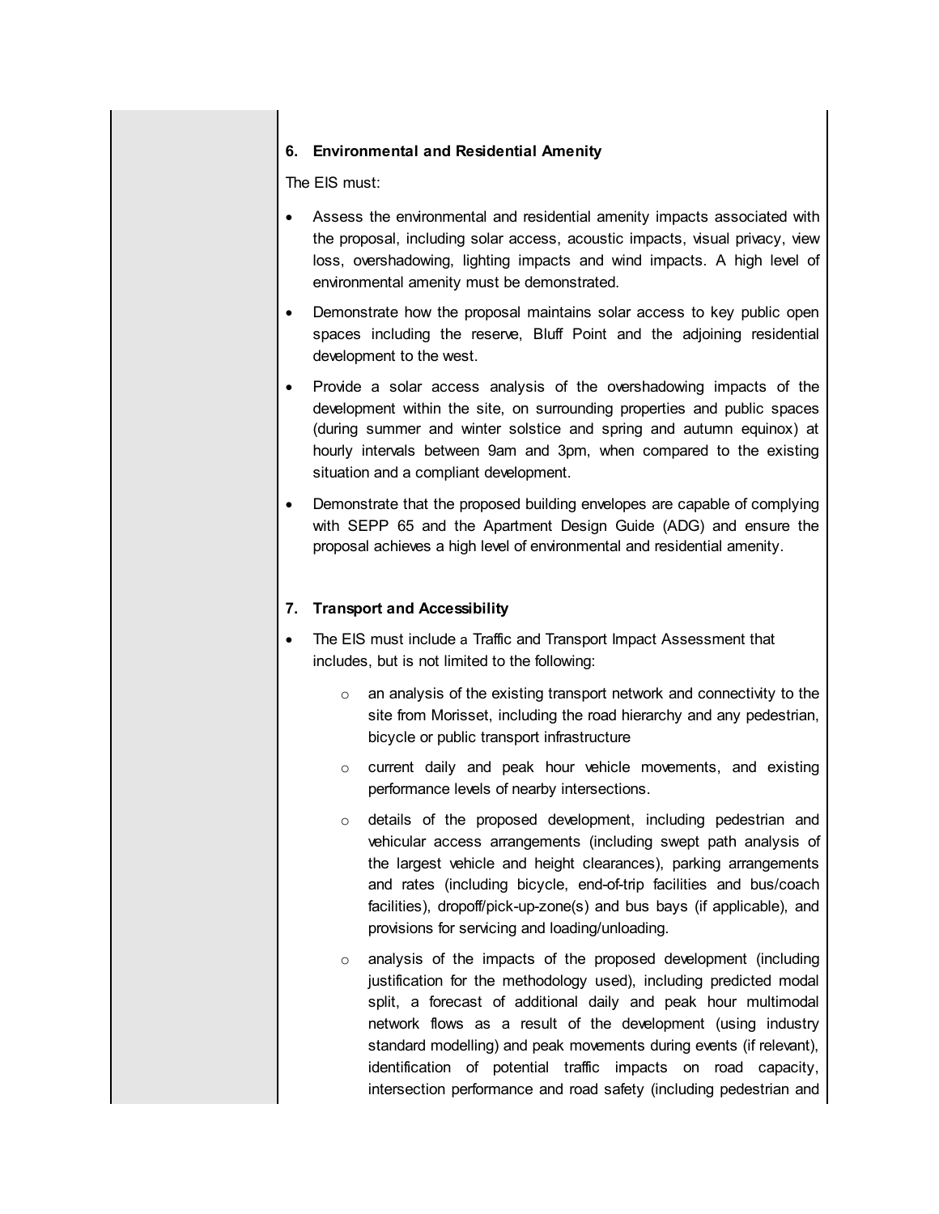### 6. Environmental and Residential Amenity

The EIS must:

- Assess the environmental and residential amenity impacts associated with the proposal, including solar access, acoustic impacts, visual privacy, view loss, overshadowing, lighting impacts and wind impacts. A high level of environmental amenity must be demonstrated.
- Demonstrate how the proposal maintains solar access to key public open spaces including the reserve, Bluff Point and the adjoining residential development to the west.
- Provide a solar access analysis of the overshadowing impacts of the development within the site, on surrounding properties and public spaces (during summer and winter solstice and spring and autumn equinox) at hourly intervals between 9am and 3pm, when compared to the existing situation and a compliant development.
- Demonstrate that the proposed building envelopes are capable of complying with SEPP 65 and the Apartment Design Guide (ADG) and ensure the proposal achieves a high level of environmental and residential amenity.

### 7. Transport and Accessibility

- The EIS must include a Traffic and Transport Impact Assessment that includes, but is not limited to the following:
  - an analysis of the existing transport network and connectivity to the site from Morisset, including the road hierarchy and any pedestrian, bicycle or public transport infrastructure
  - current daily and peak hour vehicle movements, and existing performance levels of nearby intersections.
  - details of the proposed development, including pedestrian and vehicular access arrangements (including swept path analysis of the largest vehicle and height clearances), parking arrangements and rates (including bicycle, end-of-trip facilities and bus/coach facilities), dropoff/pick-up-zone(s) and bus bays (if applicable), and provisions for servicing and loading/unloading.
  - analysis of the impacts of the proposed development (including justification for the methodology used), including predicted modal split, a forecast of additional daily and peak hour multimodal network flows as a result of the development (using industry standard modelling) and peak movements during events (if relevant), identification of potential traffic impacts on road capacity, intersection performance and road safety (including pedestrian and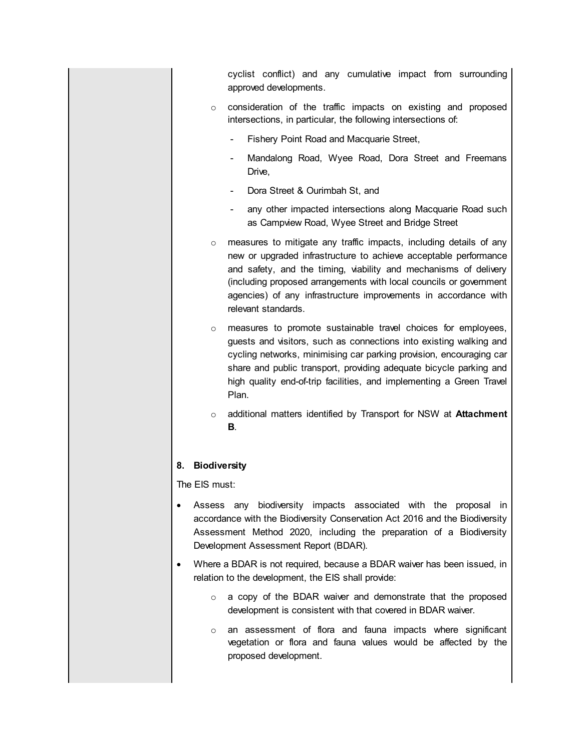cyclist conflict) and any cumulative impact from surrounding approved developments.

- consideration of the traffic impacts on existing and proposed intersections, in particular, the following intersections of:
  - Fishery Point Road and Macquarie Street,
  - Mandalong Road, Wyee Road, Dora Street and Freemans Drive,
  - Dora Street & Ourimbah St, and
  - any other impacted intersections along Macquarie Road such as Campview Road, Wyee Street and Bridge Street
- measures to mitigate any traffic impacts, including details of any new or upgraded infrastructure to achieve acceptable performance and safety, and the timing, viability and mechanisms of delivery (including proposed arrangements with local councils or government agencies) of any infrastructure improvements in accordance with relevant standards.
- measures to promote sustainable travel choices for employees, guests and visitors, such as connections into existing walking and cycling networks, minimising car parking provision, encouraging car share and public transport, providing adequate bicycle parking and high quality end-of-trip facilities, and implementing a Green Travel Plan.
- additional matters identified by Transport for NSW at **Attachment B**.

**8. Biodiversity**

The EIS must:

- Assess any biodiversity impacts associated with the proposal in accordance with the Biodiversity Conservation Act 2016 and the Biodiversity Assessment Method 2020, including the preparation of a Biodiversity Development Assessment Report (BDAR).
- Where a BDAR is not required, because a BDAR waiver has been issued, in relation to the development, the EIS shall provide:
  - a copy of the BDAR waiver and demonstrate that the proposed development is consistent with that covered in BDAR waiver.
  - an assessment of flora and fauna impacts where significant vegetation or flora and fauna values would be affected by the proposed development.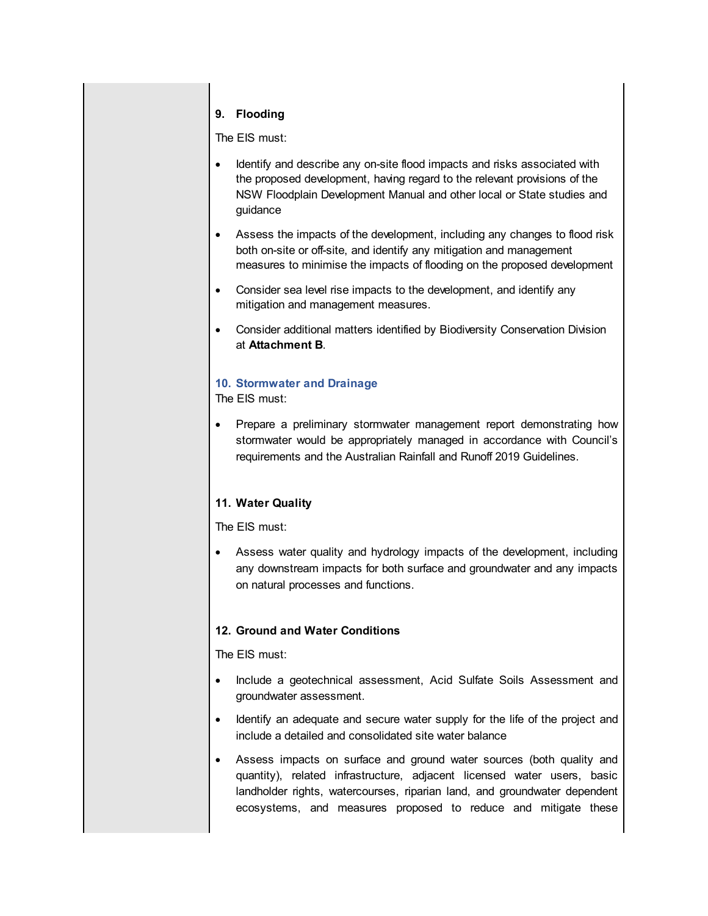### 9. Flooding

The EIS must:

- Identify and describe any on-site flood impacts and risks associated with the proposed development, having regard to the relevant provisions of the NSW Floodplain Development Manual and other local or State studies and guidance
- Assess the impacts of the development, including any changes to flood risk both on-site or off-site, and identify any mitigation and management measures to minimise the impacts of flooding on the proposed development
- Consider sea level rise impacts to the development, and identify any mitigation and management measures.
- Consider additional matters identified by Biodiversity Conservation Division at **Attachment B**.

### 10. Stormwater and Drainage

The EIS must:

- Prepare a preliminary stormwater management report demonstrating how stormwater would be appropriately managed in accordance with Council's requirements and the Australian Rainfall and Runoff 2019 Guidelines.

### 11. Water Quality

The EIS must:

- Assess water quality and hydrology impacts of the development, including any downstream impacts for both surface and groundwater and any impacts on natural processes and functions.

### 12. Ground and Water Conditions

The EIS must:

- Include a geotechnical assessment, Acid Sulfate Soils Assessment and groundwater assessment.
- Identify an adequate and secure water supply for the life of the project and include a detailed and consolidated site water balance
- Assess impacts on surface and ground water sources (both quality and quantity), related infrastructure, adjacent licensed water users, basic landholder rights, watercourses, riparian land, and groundwater dependent ecosystems, and measures proposed to reduce and mitigate these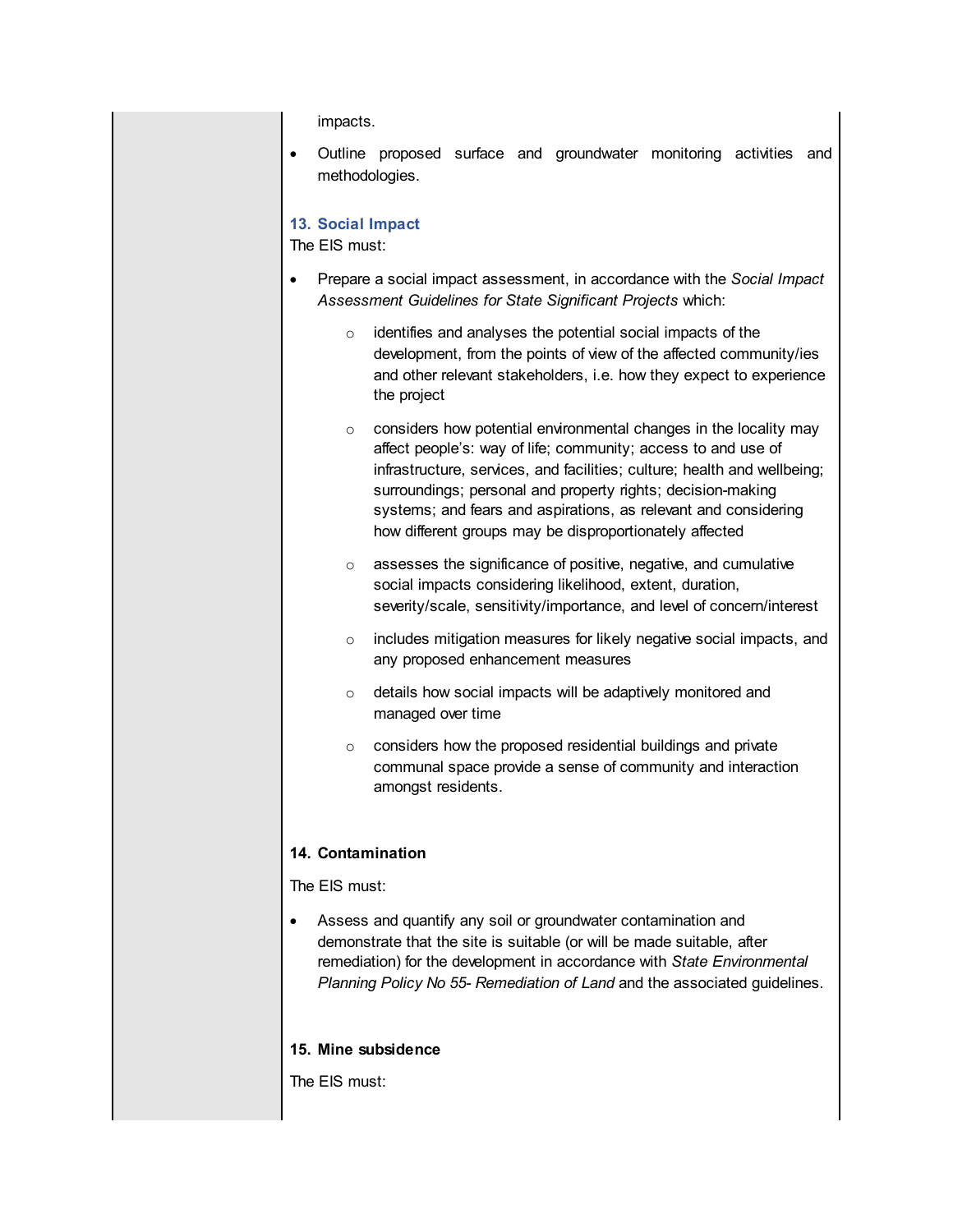impacts.

- Outline proposed surface and groundwater monitoring activities and methodologies.

### 13. Social Impact

The EIS must:

- Prepare a social impact assessment, in accordance with the *Social Impact Assessment Guidelines for State Significant Projects* which:
  - identifies and analyses the potential social impacts of the development, from the points of view of the affected community/ies and other relevant stakeholders, i.e. how they expect to experience the project
  - considers how potential environmental changes in the locality may affect people's: way of life; community; access to and use of infrastructure, services, and facilities; culture; health and wellbeing; surroundings; personal and property rights; decision-making systems; and fears and aspirations, as relevant and considering how different groups may be disproportionately affected
  - assesses the significance of positive, negative, and cumulative social impacts considering likelihood, extent, duration, severity/scale, sensitivity/importance, and level of concern/interest
  - includes mitigation measures for likely negative social impacts, and any proposed enhancement measures
  - details how social impacts will be adaptively monitored and managed over time
  - considers how the proposed residential buildings and private communal space provide a sense of community and interaction amongst residents.

### 14. Contamination

The EIS must:

- Assess and quantify any soil or groundwater contamination and demonstrate that the site is suitable (or will be made suitable, after remediation) for the development in accordance with *State Environmental Planning Policy No 55- Remediation of Land* and the associated guidelines.

### 15. Mine subsidence

The EIS must: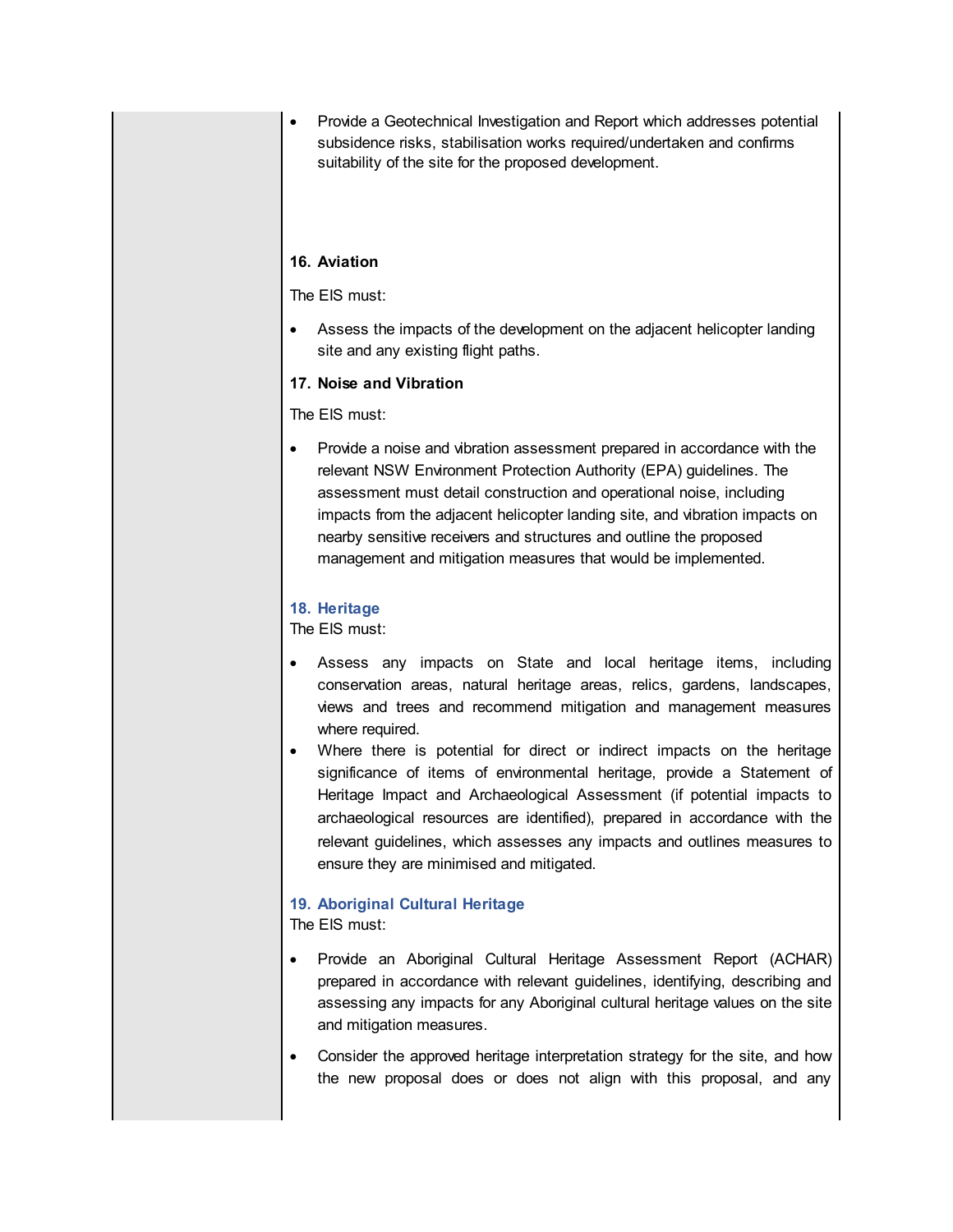- Provide a Geotechnical Investigation and Report which addresses potential subsidence risks, stabilisation works required/undertaken and confirms suitability of the site for the proposed development.

**16. Aviation**

The EIS must:

- Assess the impacts of the development on the adjacent helicopter landing site and any existing flight paths.

**17. Noise and Vibration**

The EIS must:

- Provide a noise and vibration assessment prepared in accordance with the relevant NSW Environment Protection Authority (EPA) guidelines. The assessment must detail construction and operational noise, including impacts from the adjacent helicopter landing site, and vibration impacts on nearby sensitive receivers and structures and outline the proposed management and mitigation measures that would be implemented.

**18. Heritage**

The EIS must:

- Assess any impacts on State and local heritage items, including conservation areas, natural heritage areas, relics, gardens, landscapes, views and trees and recommend mitigation and management measures where required.
- Where there is potential for direct or indirect impacts on the heritage significance of items of environmental heritage, provide a Statement of Heritage Impact and Archaeological Assessment (if potential impacts to archaeological resources are identified), prepared in accordance with the relevant guidelines, which assesses any impacts and outlines measures to ensure they are minimised and mitigated.

**19. Aboriginal Cultural Heritage**

The EIS must:

- Provide an Aboriginal Cultural Heritage Assessment Report (ACHAR) prepared in accordance with relevant guidelines, identifying, describing and assessing any impacts for any Aboriginal cultural heritage values on the site and mitigation measures.
- Consider the approved heritage interpretation strategy for the site, and how the new proposal does or does not align with this proposal, and any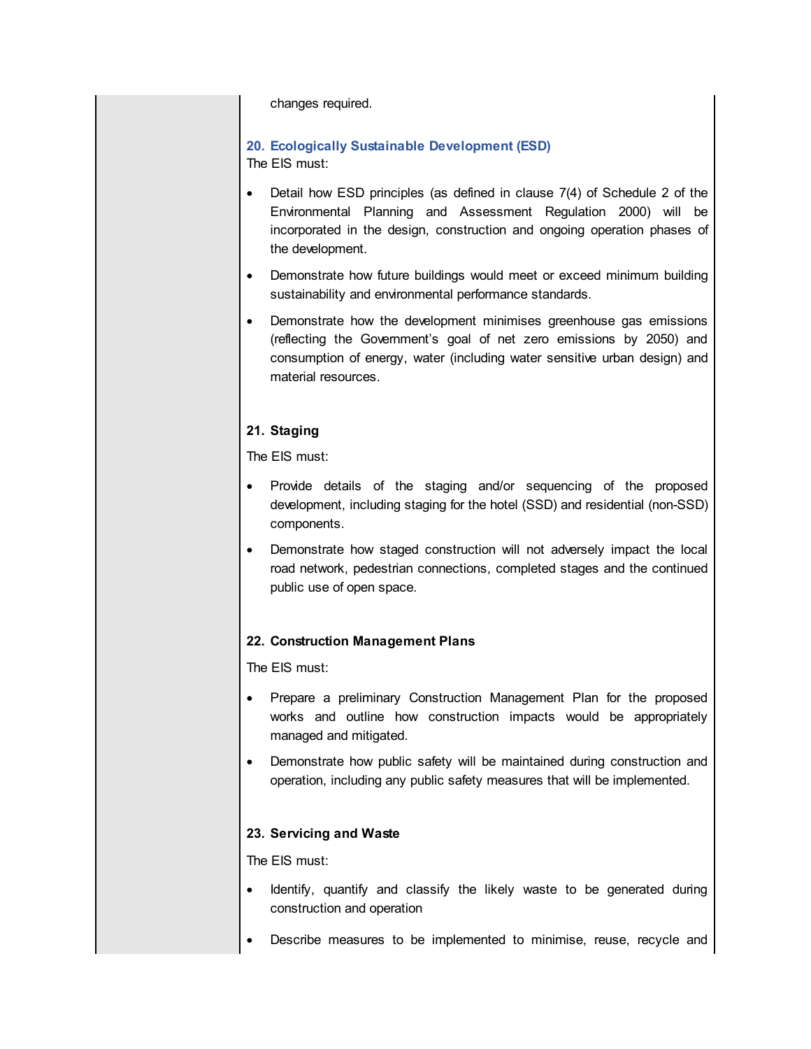changes required.

### 20. Ecologically Sustainable Development (ESD)

The EIS must:

- Detail how ESD principles (as defined in clause 7(4) of Schedule 2 of the Environmental Planning and Assessment Regulation 2000) will be incorporated in the design, construction and ongoing operation phases of the development.
- Demonstrate how future buildings would meet or exceed minimum building sustainability and environmental performance standards.
- Demonstrate how the development minimises greenhouse gas emissions (reflecting the Government's goal of net zero emissions by 2050) and consumption of energy, water (including water sensitive urban design) and material resources.

### 21. Staging

The EIS must:

- Provide details of the staging and/or sequencing of the proposed development, including staging for the hotel (SSD) and residential (non-SSD) components.
- Demonstrate how staged construction will not adversely impact the local road network, pedestrian connections, completed stages and the continued public use of open space.

### 22. Construction Management Plans

The EIS must:

- Prepare a preliminary Construction Management Plan for the proposed works and outline how construction impacts would be appropriately managed and mitigated.
- Demonstrate how public safety will be maintained during construction and operation, including any public safety measures that will be implemented.

### 23. Servicing and Waste

The EIS must:

- Identify, quantify and classify the likely waste to be generated during construction and operation
- Describe measures to be implemented to minimise, reuse, recycle and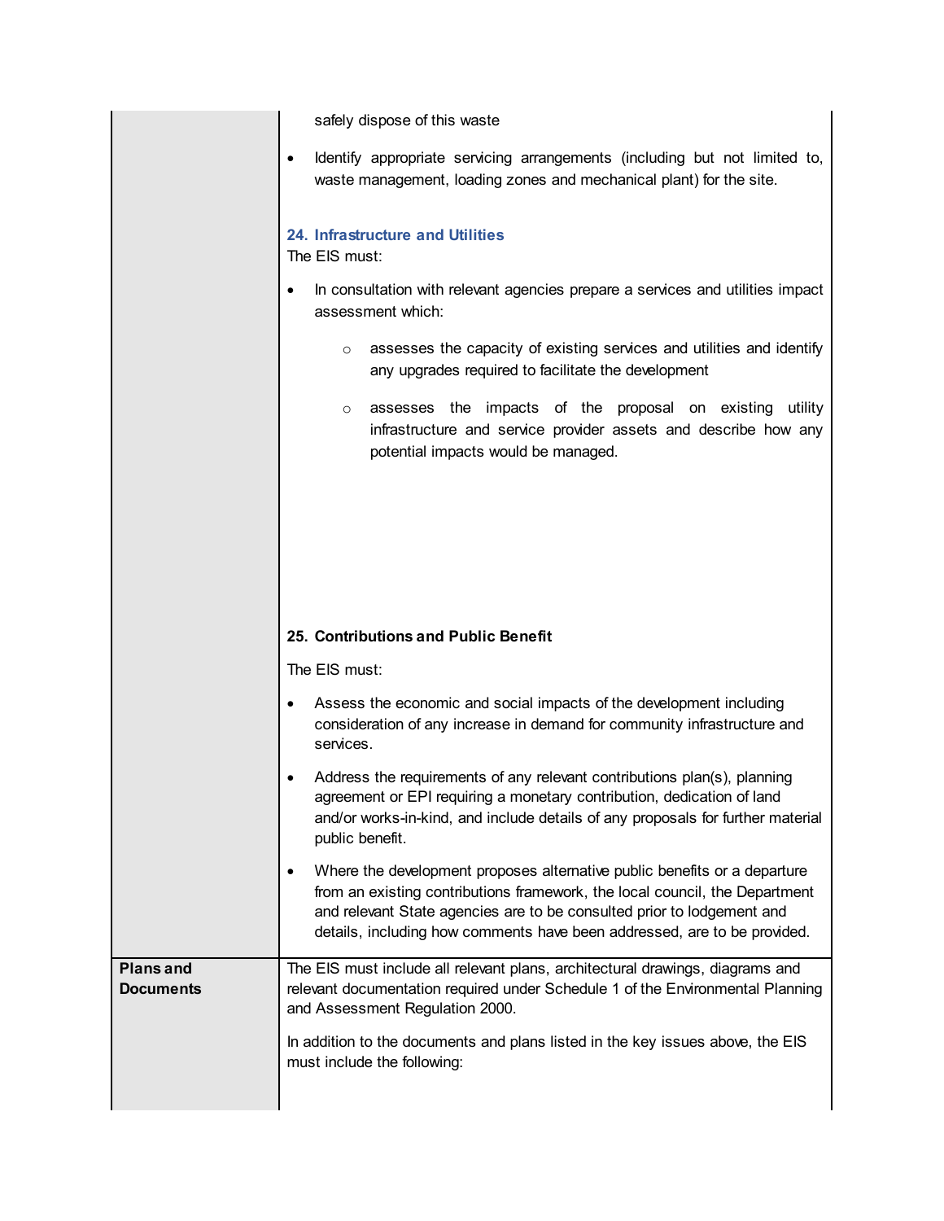|  | safely dispose of this waste<br><br>• Identify appropriate servicing arrangements (including but not limited to, waste management, loading zones and mechanical plant) for the site.<br><br>**24. Infrastructure and Utilities**<br><br>The EIS must:<br><br>• In consultation with relevant agencies prepare a services and utilities impact assessment which:<br>  ◦ assesses the capacity of existing services and utilities and identify any upgrades required to facilitate the development<br>  ◦ assesses the impacts of the proposal on existing utility infrastructure and service provider assets and describe how any potential impacts would be managed.<br><br>**25. Contributions and Public Benefit**<br><br>The EIS must:<br><br>• Assess the economic and social impacts of the development including consideration of any increase in demand for community infrastructure and services.<br><br>• Address the requirements of any relevant contributions plan(s), planning agreement or EPI requiring a monetary contribution, dedication of land and/or works-in-kind, and include details of any proposals for further material public benefit.<br><br>• Where the development proposes alternative public benefits or a departure from an existing contributions framework, the local council, the Department and relevant State agencies are to be consulted prior to lodgement and details, including how comments have been addressed, are to be provided. |
|---|---|
| **Plans and Documents** | The EIS must include all relevant plans, architectural drawings, diagrams and relevant documentation required under Schedule 1 of the Environmental Planning and Assessment Regulation 2000.<br><br>In addition to the documents and plans listed in the key issues above, the EIS must include the following: |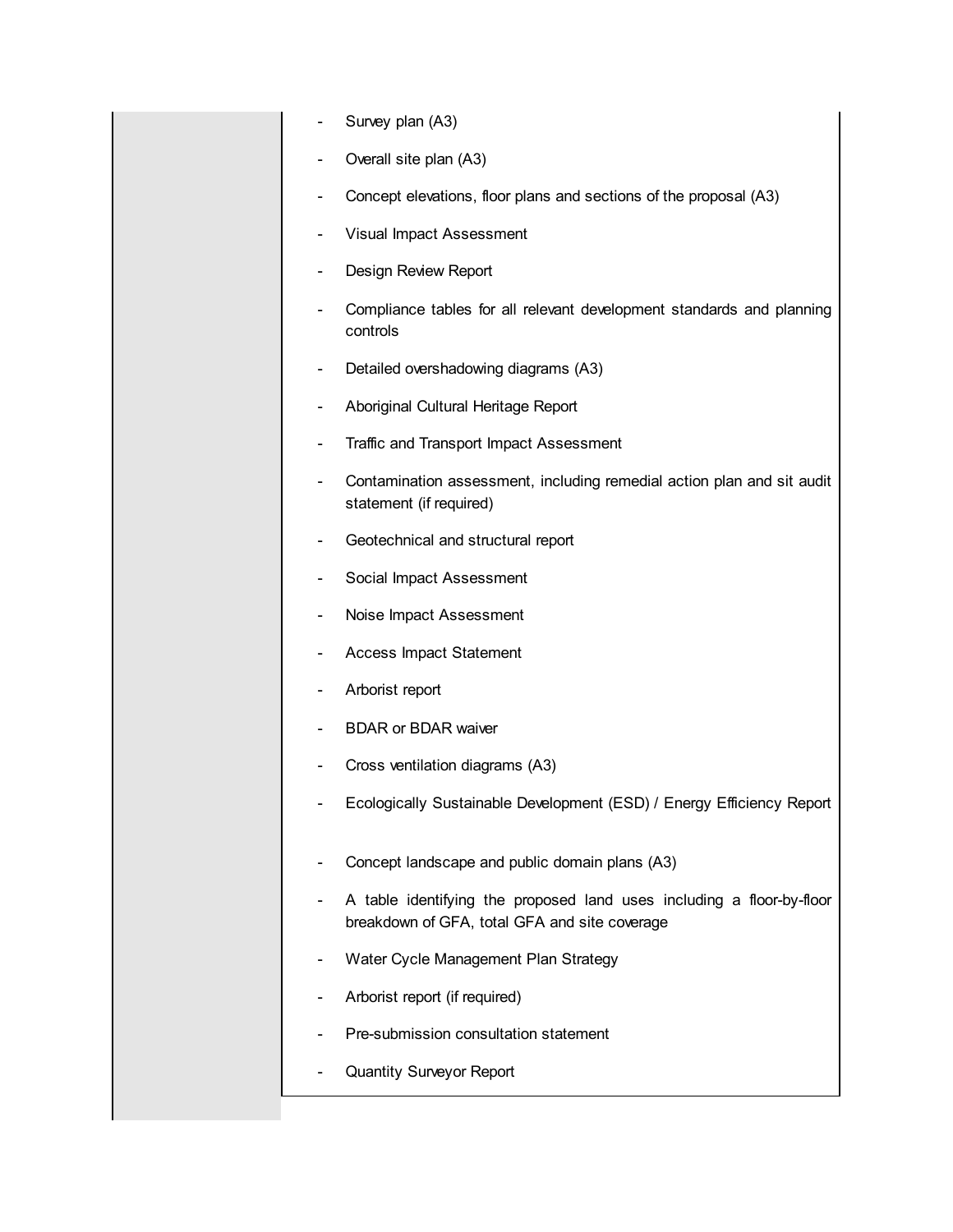|  |  |
| --- | --- |
|  | - Survey plan (A3)<br>- Overall site plan (A3)<br>- Concept elevations, floor plans and sections of the proposal (A3)<br>- Visual Impact Assessment<br>- Design Review Report<br>- Compliance tables for all relevant development standards and planning controls<br>- Detailed overshadowing diagrams (A3)<br>- Aboriginal Cultural Heritage Report<br>- Traffic and Transport Impact Assessment<br>- Contamination assessment, including remedial action plan and sit audit statement (if required)<br>- Geotechnical and structural report<br>- Social Impact Assessment<br>- Noise Impact Assessment<br>- Access Impact Statement<br>- Arborist report<br>- BDAR or BDAR waiver<br>- Cross ventilation diagrams (A3)<br>- Ecologically Sustainable Development (ESD) / Energy Efficiency Report<br>- Concept landscape and public domain plans (A3)<br>- A table identifying the proposed land uses including a floor-by-floor breakdown of GFA, total GFA and site coverage<br>- Water Cycle Management Plan Strategy<br>- Arborist report (if required)<br>- Pre-submission consultation statement<br>- Quantity Surveyor Report |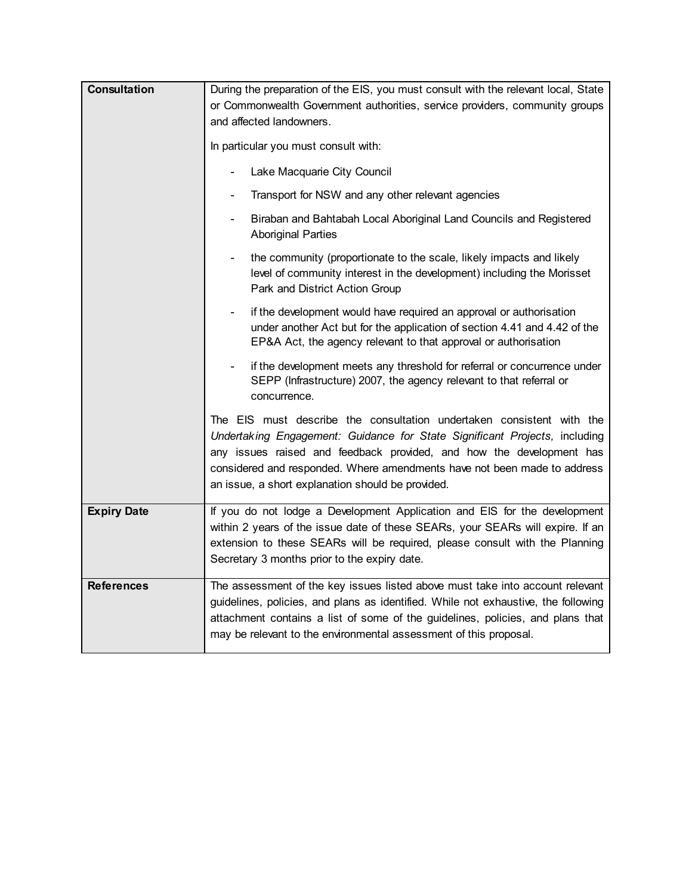| | |
|---|---|
| **Consultation** | During the preparation of the EIS, you must consult with the relevant local, State or Commonwealth Government authorities, service providers, community groups and affected landowners.<br><br>In particular you must consult with:<br><br>- Lake Macquarie City Council<br>- Transport for NSW and any other relevant agencies<br>- Biraban and Bahtabah Local Aboriginal Land Councils and Registered Aboriginal Parties<br>- the community (proportionate to the scale, likely impacts and likely level of community interest in the development) including the Morisset Park and District Action Group<br>- if the development would have required an approval or authorisation under another Act but for the application of section 4.41 and 4.42 of the EP&A Act, the agency relevant to that approval or authorisation<br>- if the development meets any threshold for referral or concurrence under SEPP (Infrastructure) 2007, the agency relevant to that referral or concurrence.<br><br>The EIS must describe the consultation undertaken consistent with the *Undertaking Engagement: Guidance for State Significant Projects,* including any issues raised and feedback provided, and how the development has considered and responded. Where amendments have not been made to address an issue, a short explanation should be provided. |
| **Expiry Date** | If you do not lodge a Development Application and EIS for the development within 2 years of the issue date of these SEARs, your SEARs will expire. If an extension to these SEARs will be required, please consult with the Planning Secretary 3 months prior to the expiry date. |
| **References** | The assessment of the key issues listed above must take into account relevant guidelines, policies, and plans as identified. While not exhaustive, the following attachment contains a list of some of the guidelines, policies, and plans that may be relevant to the environmental assessment of this proposal. |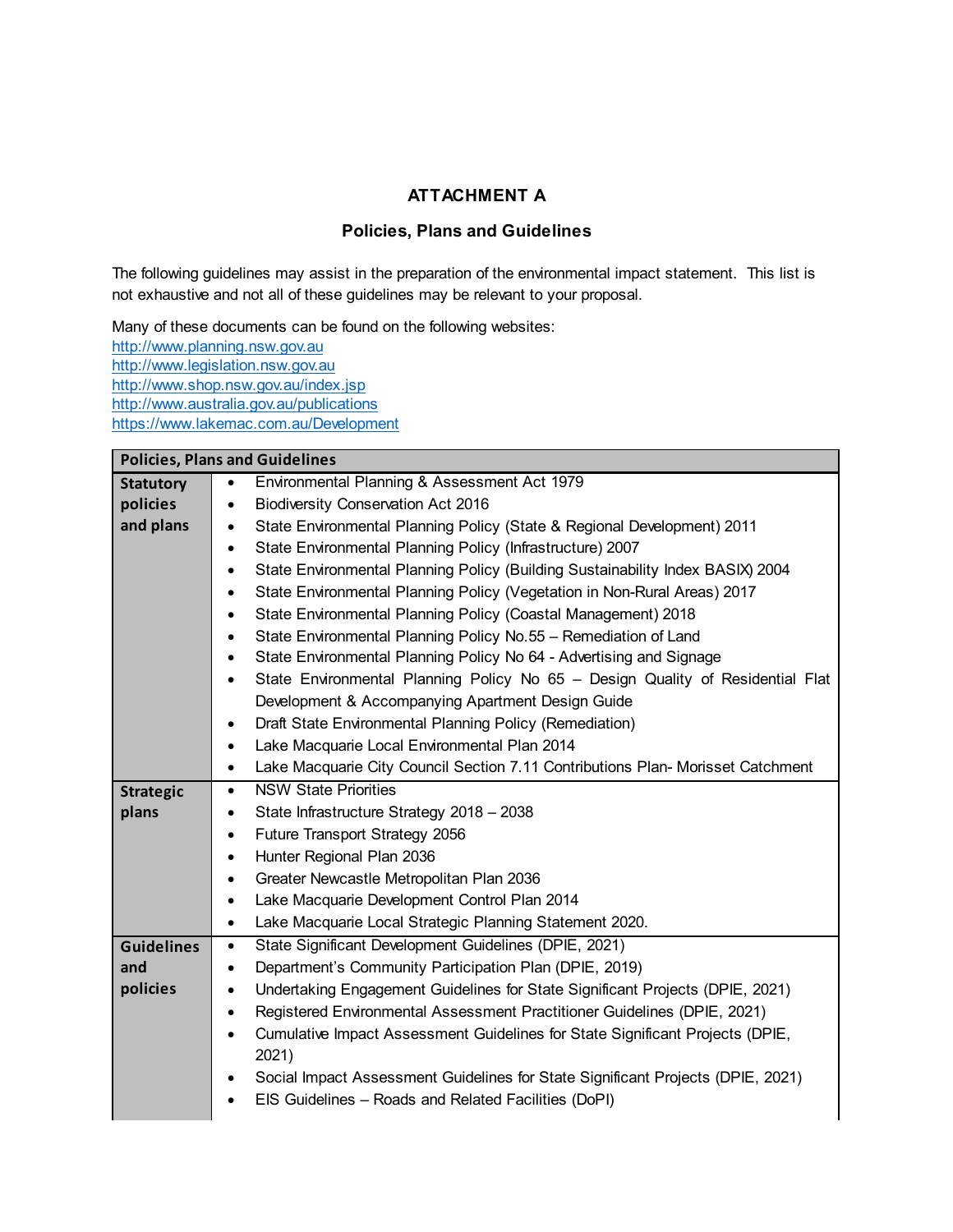# ATTACHMENT A

## Policies, Plans and Guidelines

The following guidelines may assist in the preparation of the environmental impact statement. This list is not exhaustive and not all of these guidelines may be relevant to your proposal.

Many of these documents can be found on the following websites:
http://www.planning.nsw.gov.au
http://www.legislation.nsw.gov.au
http://www.shop.nsw.gov.au/index.jsp
http://www.australia.gov.au/publications
https://www.lakemac.com.au/Development

| Policies, Plans and Guidelines | |
|---|---|
| **Statutory policies and plans** | • Environmental Planning & Assessment Act 1979<br>• Biodiversity Conservation Act 2016<br>• State Environmental Planning Policy (State & Regional Development) 2011<br>• State Environmental Planning Policy (Infrastructure) 2007<br>• State Environmental Planning Policy (Building Sustainability Index BASIX) 2004<br>• State Environmental Planning Policy (Vegetation in Non-Rural Areas) 2017<br>• State Environmental Planning Policy (Coastal Management) 2018<br>• State Environmental Planning Policy No.55 – Remediation of Land<br>• State Environmental Planning Policy No 64 - Advertising and Signage<br>• State Environmental Planning Policy No 65 – Design Quality of Residential Flat Development & Accompanying Apartment Design Guide<br>• Draft State Environmental Planning Policy (Remediation)<br>• Lake Macquarie Local Environmental Plan 2014<br>• Lake Macquarie City Council Section 7.11 Contributions Plan- Morisset Catchment |
| **Strategic plans** | • NSW State Priorities<br>• State Infrastructure Strategy 2018 – 2038<br>• Future Transport Strategy 2056<br>• Hunter Regional Plan 2036<br>• Greater Newcastle Metropolitan Plan 2036<br>• Lake Macquarie Development Control Plan 2014<br>• Lake Macquarie Local Strategic Planning Statement 2020. |
| **Guidelines and policies** | • State Significant Development Guidelines (DPIE, 2021)<br>• Department's Community Participation Plan (DPIE, 2019)<br>• Undertaking Engagement Guidelines for State Significant Projects (DPIE, 2021)<br>• Registered Environmental Assessment Practitioner Guidelines (DPIE, 2021)<br>• Cumulative Impact Assessment Guidelines for State Significant Projects (DPIE, 2021)<br>• Social Impact Assessment Guidelines for State Significant Projects (DPIE, 2021)<br>• EIS Guidelines – Roads and Related Facilities (DoPI) |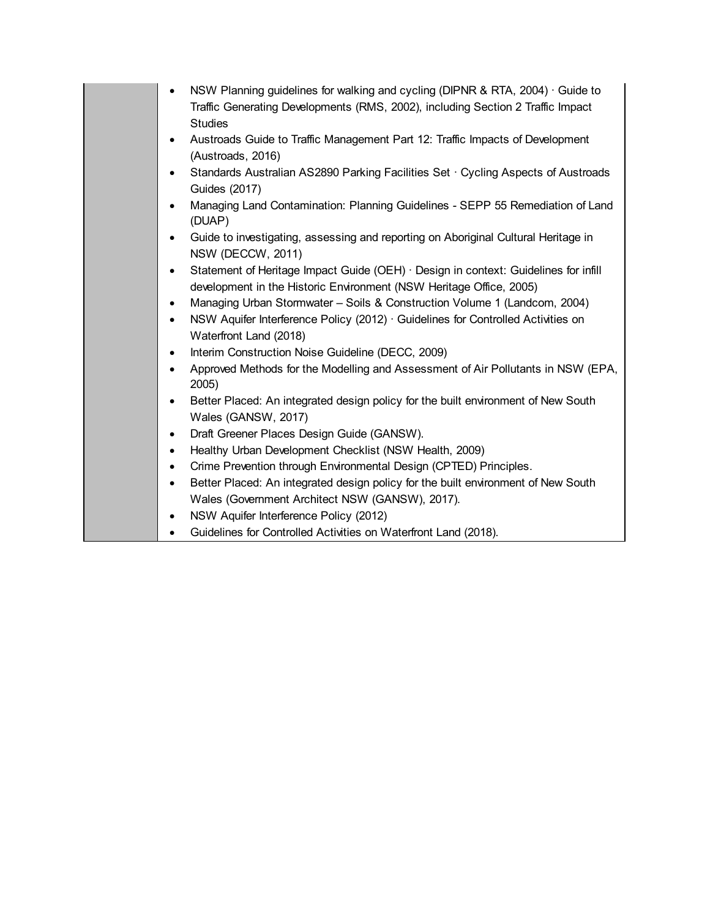| | |
|---|---|
| | • NSW Planning guidelines for walking and cycling (DIPNR & RTA, 2004) · Guide to Traffic Generating Developments (RMS, 2002), including Section 2 Traffic Impact Studies<br>• Austroads Guide to Traffic Management Part 12: Traffic Impacts of Development (Austroads, 2016)<br>• Standards Australian AS2890 Parking Facilities Set · Cycling Aspects of Austroads Guides (2017)<br>• Managing Land Contamination: Planning Guidelines - SEPP 55 Remediation of Land (DUAP)<br>• Guide to investigating, assessing and reporting on Aboriginal Cultural Heritage in NSW (DECCW, 2011)<br>• Statement of Heritage Impact Guide (OEH) · Design in context: Guidelines for infill development in the Historic Environment (NSW Heritage Office, 2005)<br>• Managing Urban Stormwater – Soils & Construction Volume 1 (Landcom, 2004)<br>• NSW Aquifer Interference Policy (2012) · Guidelines for Controlled Activities on Waterfront Land (2018)<br>• Interim Construction Noise Guideline (DECC, 2009)<br>• Approved Methods for the Modelling and Assessment of Air Pollutants in NSW (EPA, 2005)<br>• Better Placed: An integrated design policy for the built environment of New South Wales (GANSW, 2017)<br>• Draft Greener Places Design Guide (GANSW).<br>• Healthy Urban Development Checklist (NSW Health, 2009)<br>• Crime Prevention through Environmental Design (CPTED) Principles.<br>• Better Placed: An integrated design policy for the built environment of New South Wales (Government Architect NSW (GANSW), 2017).<br>• NSW Aquifer Interference Policy (2012)<br>• Guidelines for Controlled Activities on Waterfront Land (2018). |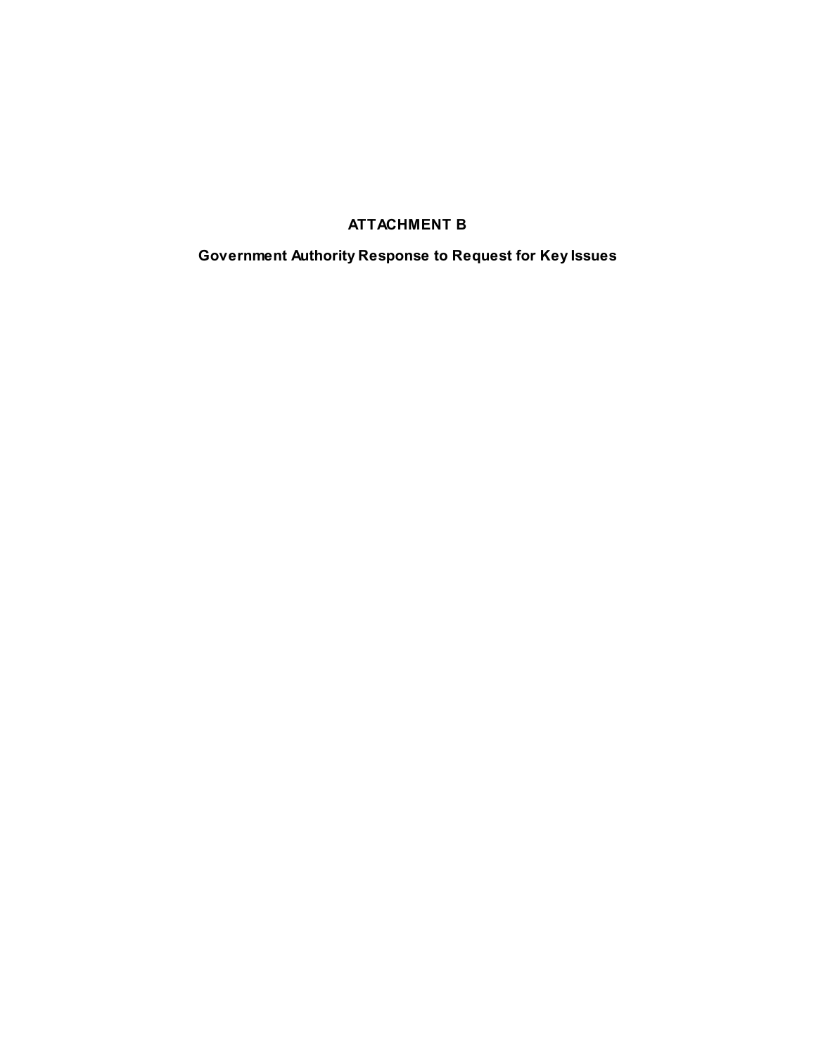# ATTACHMENT B

## Government Authority Response to Request for Key Issues